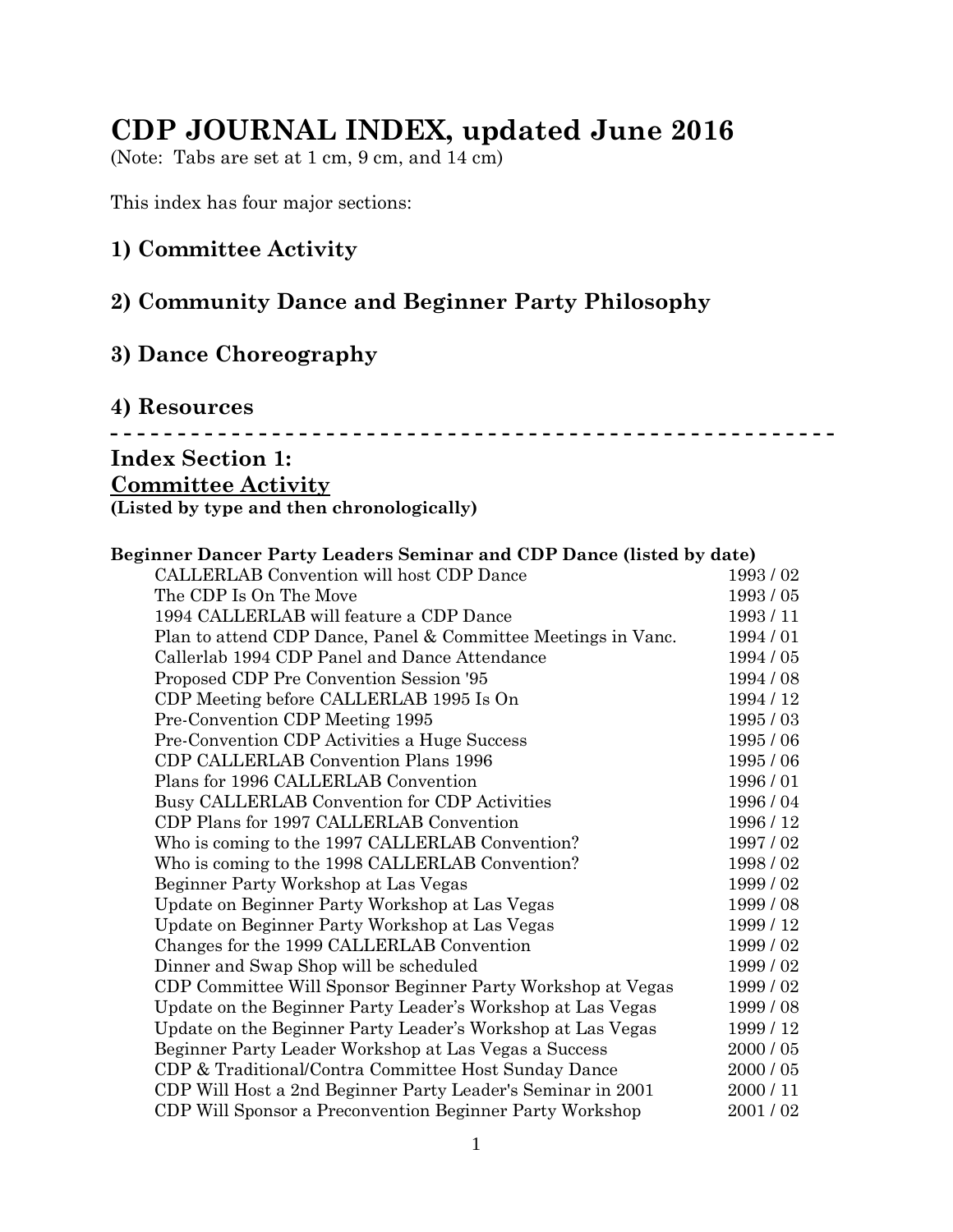# CDP JOURNAL INDEX, updated June 2016

(Note: Tabs are set at 1 cm, 9 cm, and 14 cm)

This index has four major sections:

## 1) Committee Activity

## 2) Community Dance and Beginner Party Philosophy

## 3) Dance Choreography

## 4) Resources

- - - - - - - - - - - - - - - - - - - - - - - - - - - - - - - - - - - - - - - - - - - - - - - - - - - - -

## Index Section 1:
## Committee Activity

**(Listed by type and then chronologically)**

**Beginner Dancer Party Leaders Seminar and CDP Dance (listed by date)**

| Title | Date |
|---|---|
| CALLERLAB Convention will host CDP Dance | 1993 / 02 |
| The CDP Is On The Move | 1993 / 05 |
| 1994 CALLERLAB will feature a CDP Dance | 1993 / 11 |
| Plan to attend CDP Dance, Panel & Committee Meetings in Vanc. | 1994 / 01 |
| Callerlab 1994 CDP Panel and Dance Attendance | 1994 / 05 |
| Proposed CDP Pre Convention Session '95 | 1994 / 08 |
| CDP Meeting before CALLERLAB 1995 Is On | 1994 / 12 |
| Pre-Convention CDP Meeting 1995 | 1995 / 03 |
| Pre-Convention CDP Activities a Huge Success | 1995 / 06 |
| CDP CALLERLAB Convention Plans 1996 | 1995 / 06 |
| Plans for 1996 CALLERLAB Convention | 1996 / 01 |
| Busy CALLERLAB Convention for CDP Activities | 1996 / 04 |
| CDP Plans for 1997 CALLERLAB Convention | 1996 / 12 |
| Who is coming to the 1997 CALLERLAB Convention? | 1997 / 02 |
| Who is coming to the 1998 CALLERLAB Convention? | 1998 / 02 |
| Beginner Party Workshop at Las Vegas | 1999 / 02 |
| Update on Beginner Party Workshop at Las Vegas | 1999 / 08 |
| Update on Beginner Party Workshop at Las Vegas | 1999 / 12 |
| Changes for the 1999 CALLERLAB Convention | 1999 / 02 |
| Dinner and Swap Shop will be scheduled | 1999 / 02 |
| CDP Committee Will Sponsor Beginner Party Workshop at Vegas | 1999 / 02 |
| Update on the Beginner Party Leader's Workshop at Las Vegas | 1999 / 08 |
| Update on the Beginner Party Leader's Workshop at Las Vegas | 1999 / 12 |
| Beginner Party Leader Workshop at Las Vegas a Success | 2000 / 05 |
| CDP & Traditional/Contra Committee Host Sunday Dance | 2000 / 05 |
| CDP Will Host a 2nd Beginner Party Leader's Seminar in 2001 | 2000 / 11 |
| CDP Will Sponsor a Preconvention Beginner Party Workshop | 2001 / 02 |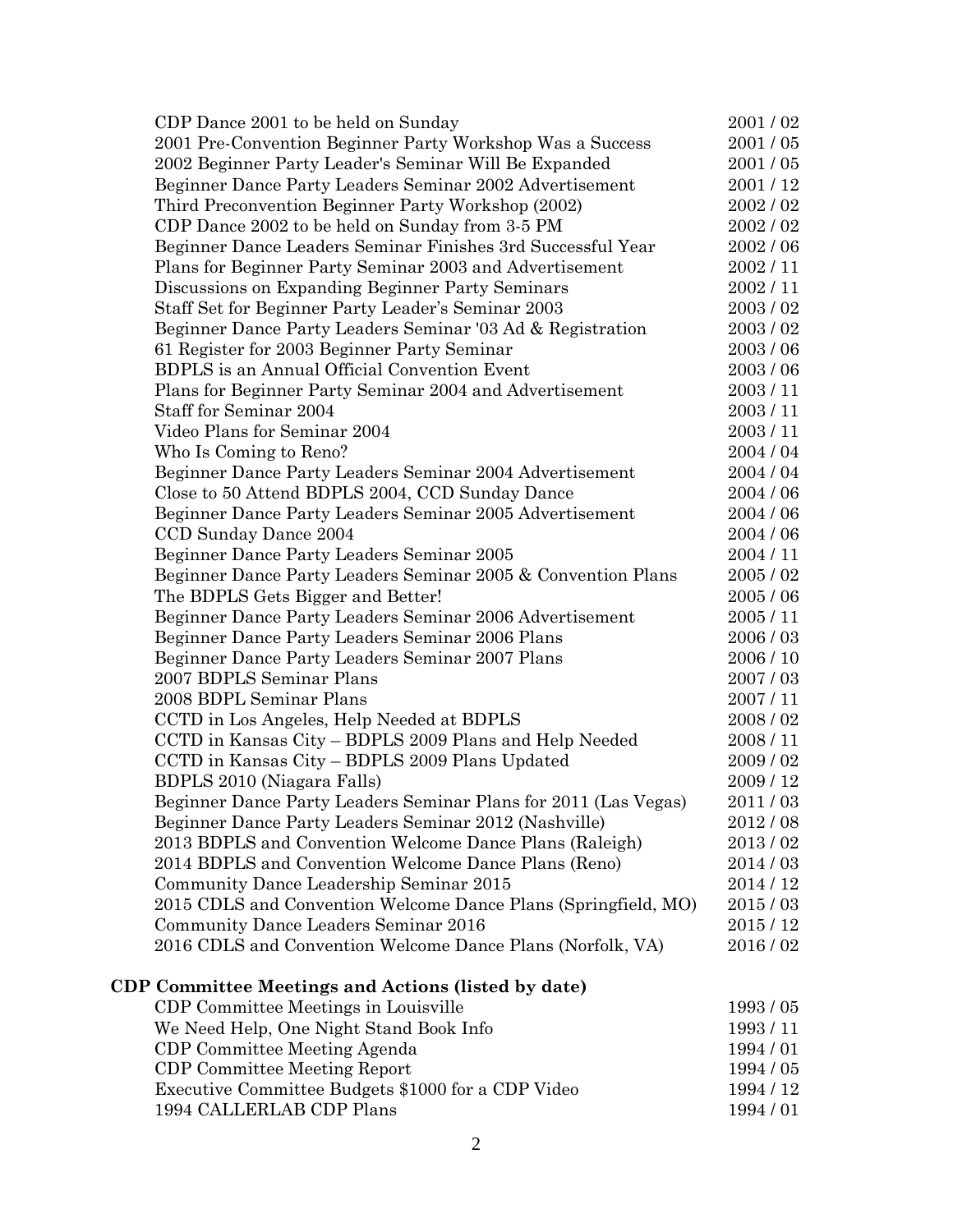| | |
|---|---|
| CDP Dance 2001 to be held on Sunday | 2001 / 02 |
| 2001 Pre-Convention Beginner Party Workshop Was a Success | 2001 / 05 |
| 2002 Beginner Party Leader's Seminar Will Be Expanded | 2001 / 05 |
| Beginner Dance Party Leaders Seminar 2002 Advertisement | 2001 / 12 |
| Third Preconvention Beginner Party Workshop (2002) | 2002 / 02 |
| CDP Dance 2002 to be held on Sunday from 3-5 PM | 2002 / 02 |
| Beginner Dance Leaders Seminar Finishes 3rd Successful Year | 2002 / 06 |
| Plans for Beginner Party Seminar 2003 and Advertisement | 2002 / 11 |
| Discussions on Expanding Beginner Party Seminars | 2002 / 11 |
| Staff Set for Beginner Party Leader's Seminar 2003 | 2003 / 02 |
| Beginner Dance Party Leaders Seminar '03 Ad & Registration | 2003 / 02 |
| 61 Register for 2003 Beginner Party Seminar | 2003 / 06 |
| BDPLS is an Annual Official Convention Event | 2003 / 06 |
| Plans for Beginner Party Seminar 2004 and Advertisement | 2003 / 11 |
| Staff for Seminar 2004 | 2003 / 11 |
| Video Plans for Seminar 2004 | 2003 / 11 |
| Who Is Coming to Reno? | 2004 / 04 |
| Beginner Dance Party Leaders Seminar 2004 Advertisement | 2004 / 04 |
| Close to 50 Attend BDPLS 2004, CCD Sunday Dance | 2004 / 06 |
| Beginner Dance Party Leaders Seminar 2005 Advertisement | 2004 / 06 |
| CCD Sunday Dance 2004 | 2004 / 06 |
| Beginner Dance Party Leaders Seminar 2005 | 2004 / 11 |
| Beginner Dance Party Leaders Seminar 2005 & Convention Plans | 2005 / 02 |
| The BDPLS Gets Bigger and Better! | 2005 / 06 |
| Beginner Dance Party Leaders Seminar 2006 Advertisement | 2005 / 11 |
| Beginner Dance Party Leaders Seminar 2006 Plans | 2006 / 03 |
| Beginner Dance Party Leaders Seminar 2007 Plans | 2006 / 10 |
| 2007 BDPLS Seminar Plans | 2007 / 03 |
| 2008 BDPL Seminar Plans | 2007 / 11 |
| CCTD in Los Angeles, Help Needed at BDPLS | 2008 / 02 |
| CCTD in Kansas City – BDPLS 2009 Plans and Help Needed | 2008 / 11 |
| CCTD in Kansas City – BDPLS 2009 Plans Updated | 2009 / 02 |
| BDPLS 2010 (Niagara Falls) | 2009 / 12 |
| Beginner Dance Party Leaders Seminar Plans for 2011 (Las Vegas) | 2011 / 03 |
| Beginner Dance Party Leaders Seminar 2012 (Nashville) | 2012 / 08 |
| 2013 BDPLS and Convention Welcome Dance Plans (Raleigh) | 2013 / 02 |
| 2014 BDPLS and Convention Welcome Dance Plans (Reno) | 2014 / 03 |
| Community Dance Leadership Seminar 2015 | 2014 / 12 |
| 2015 CDLS and Convention Welcome Dance Plans (Springfield, MO) | 2015 / 03 |
| Community Dance Leaders Seminar 2016 | 2015 / 12 |
| 2016 CDLS and Convention Welcome Dance Plans (Norfolk, VA) | 2016 / 02 |

**CDP Committee Meetings and Actions (listed by date)**

| | |
|---|---|
| CDP Committee Meetings in Louisville | 1993 / 05 |
| We Need Help, One Night Stand Book Info | 1993 / 11 |
| CDP Committee Meeting Agenda | 1994 / 01 |
| CDP Committee Meeting Report | 1994 / 05 |
| Executive Committee Budgets $1000 for a CDP Video | 1994 / 12 |
| 1994 CALLERLAB CDP Plans | 1994 / 01 |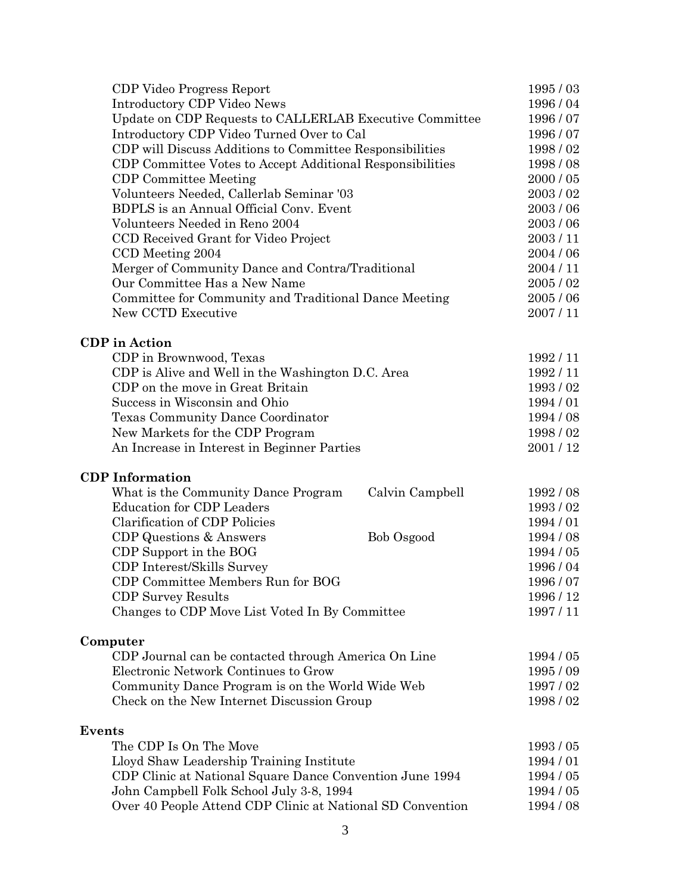| | | |
|---|---|---|
| CDP Video Progress Report | | 1995 / 03 |
| Introductory CDP Video News | | 1996 / 04 |
| Update on CDP Requests to CALLERLAB Executive Committee | | 1996 / 07 |
| Introductory CDP Video Turned Over to Cal | | 1996 / 07 |
| CDP will Discuss Additions to Committee Responsibilities | | 1998 / 02 |
| CDP Committee Votes to Accept Additional Responsibilities | | 1998 / 08 |
| CDP Committee Meeting | | 2000 / 05 |
| Volunteers Needed, Callerlab Seminar '03 | | 2003 / 02 |
| BDPLS is an Annual Official Conv. Event | | 2003 / 06 |
| Volunteers Needed in Reno 2004 | | 2003 / 06 |
| CCD Received Grant for Video Project | | 2003 / 11 |
| CCD Meeting 2004 | | 2004 / 06 |
| Merger of Community Dance and Contra/Traditional | | 2004 / 11 |
| Our Committee Has a New Name | | 2005 / 02 |
| Committee for Community and Traditional Dance Meeting | | 2005 / 06 |
| New CCTD Executive | | 2007 / 11 |

**CDP in Action**

| | | |
|---|---|---|
| CDP in Brownwood, Texas | | 1992 / 11 |
| CDP is Alive and Well in the Washington D.C. Area | | 1992 / 11 |
| CDP on the move in Great Britain | | 1993 / 02 |
| Success in Wisconsin and Ohio | | 1994 / 01 |
| Texas Community Dance Coordinator | | 1994 / 08 |
| New Markets for the CDP Program | | 1998 / 02 |
| An Increase in Interest in Beginner Parties | | 2001 / 12 |

**CDP Information**

| | | |
|---|---|---|
| What is the Community Dance Program | Calvin Campbell | 1992 / 08 |
| Education for CDP Leaders | | 1993 / 02 |
| Clarification of CDP Policies | | 1994 / 01 |
| CDP Questions & Answers | Bob Osgood | 1994 / 08 |
| CDP Support in the BOG | | 1994 / 05 |
| CDP Interest/Skills Survey | | 1996 / 04 |
| CDP Committee Members Run for BOG | | 1996 / 07 |
| CDP Survey Results | | 1996 / 12 |
| Changes to CDP Move List Voted In By Committee | | 1997 / 11 |

**Computer**

| | | |
|---|---|---|
| CDP Journal can be contacted through America On Line | | 1994 / 05 |
| Electronic Network Continues to Grow | | 1995 / 09 |
| Community Dance Program is on the World Wide Web | | 1997 / 02 |
| Check on the New Internet Discussion Group | | 1998 / 02 |

**Events**

| | | |
|---|---|---|
| The CDP Is On The Move | | 1993 / 05 |
| Lloyd Shaw Leadership Training Institute | | 1994 / 01 |
| CDP Clinic at National Square Dance Convention June 1994 | | 1994 / 05 |
| John Campbell Folk School July 3-8, 1994 | | 1994 / 05 |
| Over 40 People Attend CDP Clinic at National SD Convention | | 1994 / 08 |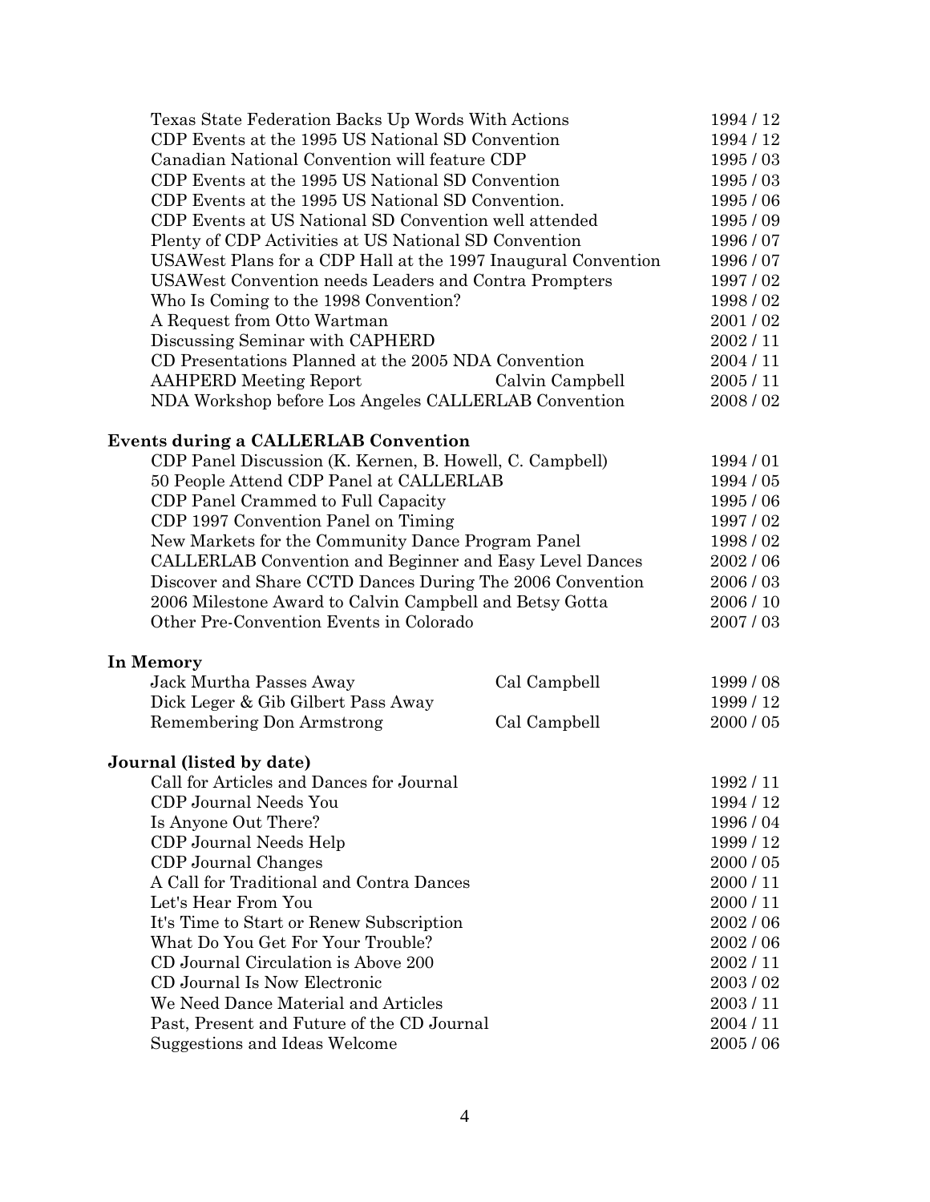| | | |
|---|---|---|
| Texas State Federation Backs Up Words With Actions | | 1994 / 12 |
| CDP Events at the 1995 US National SD Convention | | 1994 / 12 |
| Canadian National Convention will feature CDP | | 1995 / 03 |
| CDP Events at the 1995 US National SD Convention | | 1995 / 03 |
| CDP Events at the 1995 US National SD Convention. | | 1995 / 06 |
| CDP Events at US National SD Convention well attended | | 1995 / 09 |
| Plenty of CDP Activities at US National SD Convention | | 1996 / 07 |
| USAWest Plans for a CDP Hall at the 1997 Inaugural Convention | | 1996 / 07 |
| USAWest Convention needs Leaders and Contra Prompters | | 1997 / 02 |
| Who Is Coming to the 1998 Convention? | | 1998 / 02 |
| A Request from Otto Wartman | | 2001 / 02 |
| Discussing Seminar with CAPHERD | | 2002 / 11 |
| CD Presentations Planned at the 2005 NDA Convention | | 2004 / 11 |
| AAHPERD Meeting Report | Calvin Campbell | 2005 / 11 |
| NDA Workshop before Los Angeles CALLERLAB Convention | | 2008 / 02 |

**Events during a CALLERLAB Convention**

| | | |
|---|---|---|
| CDP Panel Discussion (K. Kernen, B. Howell, C. Campbell) | | 1994 / 01 |
| 50 People Attend CDP Panel at CALLERLAB | | 1994 / 05 |
| CDP Panel Crammed to Full Capacity | | 1995 / 06 |
| CDP 1997 Convention Panel on Timing | | 1997 / 02 |
| New Markets for the Community Dance Program Panel | | 1998 / 02 |
| CALLERLAB Convention and Beginner and Easy Level Dances | | 2002 / 06 |
| Discover and Share CCTD Dances During The 2006 Convention | | 2006 / 03 |
| 2006 Milestone Award to Calvin Campbell and Betsy Gotta | | 2006 / 10 |
| Other Pre-Convention Events in Colorado | | 2007 / 03 |

**In Memory**

| | | |
|---|---|---|
| Jack Murtha Passes Away | Cal Campbell | 1999 / 08 |
| Dick Leger & Gib Gilbert Pass Away | | 1999 / 12 |
| Remembering Don Armstrong | Cal Campbell | 2000 / 05 |

**Journal (listed by date)**

| | | |
|---|---|---|
| Call for Articles and Dances for Journal | | 1992 / 11 |
| CDP Journal Needs You | | 1994 / 12 |
| Is Anyone Out There? | | 1996 / 04 |
| CDP Journal Needs Help | | 1999 / 12 |
| CDP Journal Changes | | 2000 / 05 |
| A Call for Traditional and Contra Dances | | 2000 / 11 |
| Let's Hear From You | | 2000 / 11 |
| It's Time to Start or Renew Subscription | | 2002 / 06 |
| What Do You Get For Your Trouble? | | 2002 / 06 |
| CD Journal Circulation is Above 200 | | 2002 / 11 |
| CD Journal Is Now Electronic | | 2003 / 02 |
| We Need Dance Material and Articles | | 2003 / 11 |
| Past, Present and Future of the CD Journal | | 2004 / 11 |
| Suggestions and Ideas Welcome | | 2005 / 06 |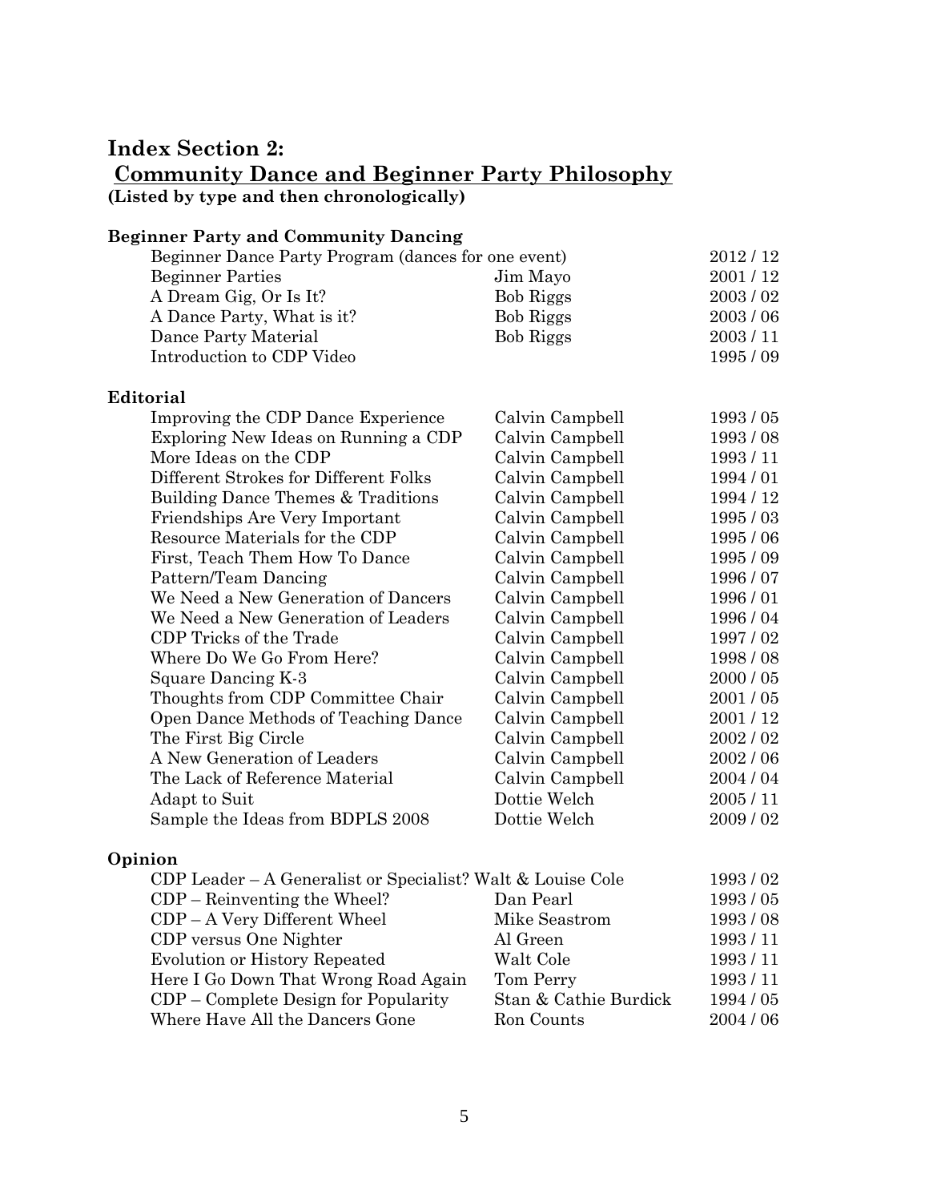# Index Section 2:
## Community Dance and Beginner Party Philosophy
**(Listed by type and then chronologically)**

### Beginner Party and Community Dancing

| Title | Author | Date |
|---|---|---|
| Beginner Dance Party Program (dances for one event) | | 2012 / 12 |
| Beginner Parties | Jim Mayo | 2001 / 12 |
| A Dream Gig, Or Is It? | Bob Riggs | 2003 / 02 |
| A Dance Party, What is it? | Bob Riggs | 2003 / 06 |
| Dance Party Material | Bob Riggs | 2003 / 11 |
| Introduction to CDP Video | | 1995 / 09 |

### Editorial

| Title | Author | Date |
|---|---|---|
| Improving the CDP Dance Experience | Calvin Campbell | 1993 / 05 |
| Exploring New Ideas on Running a CDP | Calvin Campbell | 1993 / 08 |
| More Ideas on the CDP | Calvin Campbell | 1993 / 11 |
| Different Strokes for Different Folks | Calvin Campbell | 1994 / 01 |
| Building Dance Themes & Traditions | Calvin Campbell | 1994 / 12 |
| Friendships Are Very Important | Calvin Campbell | 1995 / 03 |
| Resource Materials for the CDP | Calvin Campbell | 1995 / 06 |
| First, Teach Them How To Dance | Calvin Campbell | 1995 / 09 |
| Pattern/Team Dancing | Calvin Campbell | 1996 / 07 |
| We Need a New Generation of Dancers | Calvin Campbell | 1996 / 01 |
| We Need a New Generation of Leaders | Calvin Campbell | 1996 / 04 |
| CDP Tricks of the Trade | Calvin Campbell | 1997 / 02 |
| Where Do We Go From Here? | Calvin Campbell | 1998 / 08 |
| Square Dancing K-3 | Calvin Campbell | 2000 / 05 |
| Thoughts from CDP Committee Chair | Calvin Campbell | 2001 / 05 |
| Open Dance Methods of Teaching Dance | Calvin Campbell | 2001 / 12 |
| The First Big Circle | Calvin Campbell | 2002 / 02 |
| A New Generation of Leaders | Calvin Campbell | 2002 / 06 |
| The Lack of Reference Material | Calvin Campbell | 2004 / 04 |
| Adapt to Suit | Dottie Welch | 2005 / 11 |
| Sample the Ideas from BDPLS 2008 | Dottie Welch | 2009 / 02 |

### Opinion

| Title | Author | Date |
|---|---|---|
| CDP Leader – A Generalist or Specialist? | Walt & Louise Cole | 1993 / 02 |
| CDP – Reinventing the Wheel? | Dan Pearl | 1993 / 05 |
| CDP – A Very Different Wheel | Mike Seastrom | 1993 / 08 |
| CDP versus One Nighter | Al Green | 1993 / 11 |
| Evolution or History Repeated | Walt Cole | 1993 / 11 |
| Here I Go Down That Wrong Road Again | Tom Perry | 1993 / 11 |
| CDP – Complete Design for Popularity | Stan & Cathie Burdick | 1994 / 05 |
| Where Have All the Dancers Gone | Ron Counts | 2004 / 06 |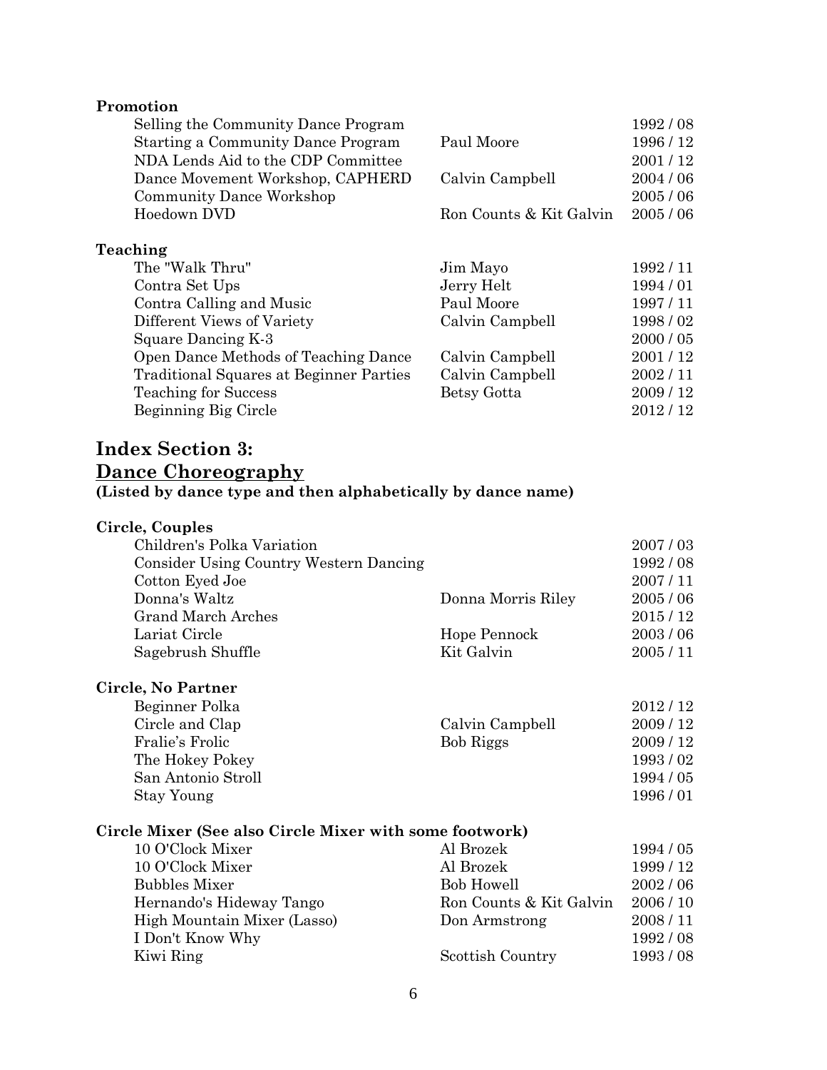**Promotion**

| | | |
|---|---|---|
| Selling the Community Dance Program | | 1992 / 08 |
| Starting a Community Dance Program | Paul Moore | 1996 / 12 |
| NDA Lends Aid to the CDP Committee | | 2001 / 12 |
| Dance Movement Workshop, CAPHERD | Calvin Campbell | 2004 / 06 |
| Community Dance Workshop | | 2005 / 06 |
| Hoedown DVD | Ron Counts & Kit Galvin | 2005 / 06 |

**Teaching**

| | | |
|---|---|---|
| The "Walk Thru" | Jim Mayo | 1992 / 11 |
| Contra Set Ups | Jerry Helt | 1994 / 01 |
| Contra Calling and Music | Paul Moore | 1997 / 11 |
| Different Views of Variety | Calvin Campbell | 1998 / 02 |
| Square Dancing K-3 | | 2000 / 05 |
| Open Dance Methods of Teaching Dance | Calvin Campbell | 2001 / 12 |
| Traditional Squares at Beginner Parties | Calvin Campbell | 2002 / 11 |
| Teaching for Success | Betsy Gotta | 2009 / 12 |
| Beginning Big Circle | | 2012 / 12 |

## Index Section 3: <u>Dance Choreography</u>

**(Listed by dance type and then alphabetically by dance name)**

**Circle, Couples**

| | | |
|---|---|---|
| Children's Polka Variation | | 2007 / 03 |
| Consider Using Country Western Dancing | | 1992 / 08 |
| Cotton Eyed Joe | | 2007 / 11 |
| Donna's Waltz | Donna Morris Riley | 2005 / 06 |
| Grand March Arches | | 2015 / 12 |
| Lariat Circle | Hope Pennock | 2003 / 06 |
| Sagebrush Shuffle | Kit Galvin | 2005 / 11 |

**Circle, No Partner**

| | | |
|---|---|---|
| Beginner Polka | | 2012 / 12 |
| Circle and Clap | Calvin Campbell | 2009 / 12 |
| Fralie's Frolic | Bob Riggs | 2009 / 12 |
| The Hokey Pokey | | 1993 / 02 |
| San Antonio Stroll | | 1994 / 05 |
| Stay Young | | 1996 / 01 |

**Circle Mixer (See also Circle Mixer with some footwork)**

| | | |
|---|---|---|
| 10 O'Clock Mixer | Al Brozek | 1994 / 05 |
| 10 O'Clock Mixer | Al Brozek | 1999 / 12 |
| Bubbles Mixer | Bob Howell | 2002 / 06 |
| Hernando's Hideway Tango | Ron Counts & Kit Galvin | 2006 / 10 |
| High Mountain Mixer (Lasso) | Don Armstrong | 2008 / 11 |
| I Don't Know Why | | 1992 / 08 |
| Kiwi Ring | Scottish Country | 1993 / 08 |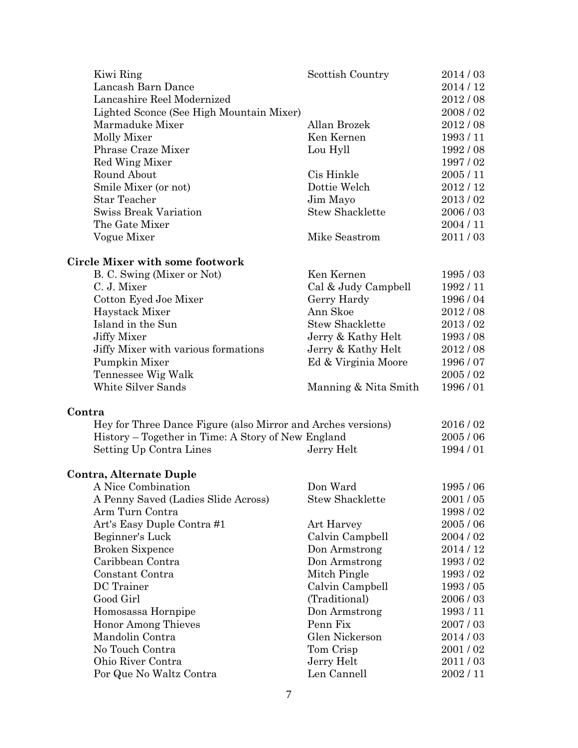| | | |
|---|---|---|
| Kiwi Ring | Scottish Country | 2014 / 03 |
| Lancash Barn Dance | | 2014 / 12 |
| Lancashire Reel Modernized | | 2012 / 08 |
| Lighted Sconce (See High Mountain Mixer) | | 2008 / 02 |
| Marmaduke Mixer | Allan Brozek | 2012 / 08 |
| Molly Mixer | Ken Kernen | 1993 / 11 |
| Phrase Craze Mixer | Lou Hyll | 1992 / 08 |
| Red Wing Mixer | | 1997 / 02 |
| Round About | Cis Hinkle | 2005 / 11 |
| Smile Mixer (or not) | Dottie Welch | 2012 / 12 |
| Star Teacher | Jim Mayo | 2013 / 02 |
| Swiss Break Variation | Stew Shacklette | 2006 / 03 |
| The Gate Mixer | | 2004 / 11 |
| Vogue Mixer | Mike Seastrom | 2011 / 03 |

**Circle Mixer with some footwork**

| | | |
|---|---|---|
| B. C. Swing (Mixer or Not) | Ken Kernen | 1995 / 03 |
| C. J. Mixer | Cal & Judy Campbell | 1992 / 11 |
| Cotton Eyed Joe Mixer | Gerry Hardy | 1996 / 04 |
| Haystack Mixer | Ann Skoe | 2012 / 08 |
| Island in the Sun | Stew Shacklette | 2013 / 02 |
| Jiffy Mixer | Jerry & Kathy Helt | 1993 / 08 |
| Jiffy Mixer with various formations | Jerry & Kathy Helt | 2012 / 08 |
| Pumpkin Mixer | Ed & Virginia Moore | 1996 / 07 |
| Tennessee Wig Walk | | 2005 / 02 |
| White Silver Sands | Manning & Nita Smith | 1996 / 01 |

**Contra**

| | | |
|---|---|---|
| Hey for Three Dance Figure (also Mirror and Arches versions) | | 2016 / 02 |
| History – Together in Time: A Story of New England | | 2005 / 06 |
| Setting Up Contra Lines | Jerry Helt | 1994 / 01 |

**Contra, Alternate Duple**

| | | |
|---|---|---|
| A Nice Combination | Don Ward | 1995 / 06 |
| A Penny Saved (Ladies Slide Across) | Stew Shacklette | 2001 / 05 |
| Arm Turn Contra | | 1998 / 02 |
| Art's Easy Duple Contra #1 | Art Harvey | 2005 / 06 |
| Beginner's Luck | Calvin Campbell | 2004 / 02 |
| Broken Sixpence | Don Armstrong | 2014 / 12 |
| Caribbean Contra | Don Armstrong | 1993 / 02 |
| Constant Contra | Mitch Pingle | 1993 / 02 |
| DC Trainer | Calvin Campbell | 1993 / 05 |
| Good Girl | (Traditional) | 2006 / 03 |
| Homosassa Hornpipe | Don Armstrong | 1993 / 11 |
| Honor Among Thieves | Penn Fix | 2007 / 03 |
| Mandolin Contra | Glen Nickerson | 2014 / 03 |
| No Touch Contra | Tom Crisp | 2001 / 02 |
| Ohio River Contra | Jerry Helt | 2011 / 03 |
| Por Que No Waltz Contra | Len Cannell | 2002 / 11 |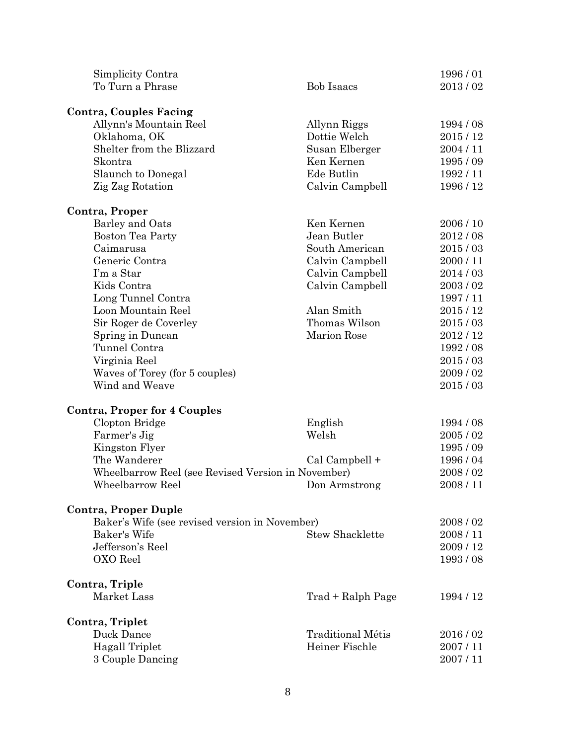| Dance | Author | Date |
|---|---|---|
| Simplicity Contra | | 1996 / 01 |
| To Turn a Phrase | Bob Isaacs | 2013 / 02 |

**Contra, Couples Facing**

| Dance | Author | Date |
|---|---|---|
| Allynn's Mountain Reel | Allynn Riggs | 1994 / 08 |
| Oklahoma, OK | Dottie Welch | 2015 / 12 |
| Shelter from the Blizzard | Susan Elberger | 2004 / 11 |
| Skontra | Ken Kernen | 1995 / 09 |
| Slaunch to Donegal | Ede Butlin | 1992 / 11 |
| Zig Zag Rotation | Calvin Campbell | 1996 / 12 |

**Contra, Proper**

| Dance | Author | Date |
|---|---|---|
| Barley and Oats | Ken Kernen | 2006 / 10 |
| Boston Tea Party | Jean Butler | 2012 / 08 |
| Caimarusa | South American | 2015 / 03 |
| Generic Contra | Calvin Campbell | 2000 / 11 |
| I'm a Star | Calvin Campbell | 2014 / 03 |
| Kids Contra | Calvin Campbell | 2003 / 02 |
| Long Tunnel Contra | | 1997 / 11 |
| Loon Mountain Reel | Alan Smith | 2015 / 12 |
| Sir Roger de Coverley | Thomas Wilson | 2015 / 03 |
| Spring in Duncan | Marion Rose | 2012 / 12 |
| Tunnel Contra | | 1992 / 08 |
| Virginia Reel | | 2015 / 03 |
| Waves of Torey (for 5 couples) | | 2009 / 02 |
| Wind and Weave | | 2015 / 03 |

**Contra, Proper for 4 Couples**

| Dance | Author | Date |
|---|---|---|
| Clopton Bridge | English | 1994 / 08 |
| Farmer's Jig | Welsh | 2005 / 02 |
| Kingston Flyer | | 1995 / 09 |
| The Wanderer | Cal Campbell + | 1996 / 04 |
| Wheelbarrow Reel (see Revised Version in November) | | 2008 / 02 |
| Wheelbarrow Reel | Don Armstrong | 2008 / 11 |

**Contra, Proper Duple**

| Dance | Author | Date |
|---|---|---|
| Baker's Wife (see revised version in November) | | 2008 / 02 |
| Baker's Wife | Stew Shacklette | 2008 / 11 |
| Jefferson's Reel | | 2009 / 12 |
| OXO Reel | | 1993 / 08 |

**Contra, Triple**

| Dance | Author | Date |
|---|---|---|
| Market Lass | Trad + Ralph Page | 1994 / 12 |

**Contra, Triplet**

| Dance | Author | Date |
|---|---|---|
| Duck Dance | Traditional Métis | 2016 / 02 |
| Hagall Triplet | Heiner Fischle | 2007 / 11 |
| 3 Couple Dancing | | 2007 / 11 |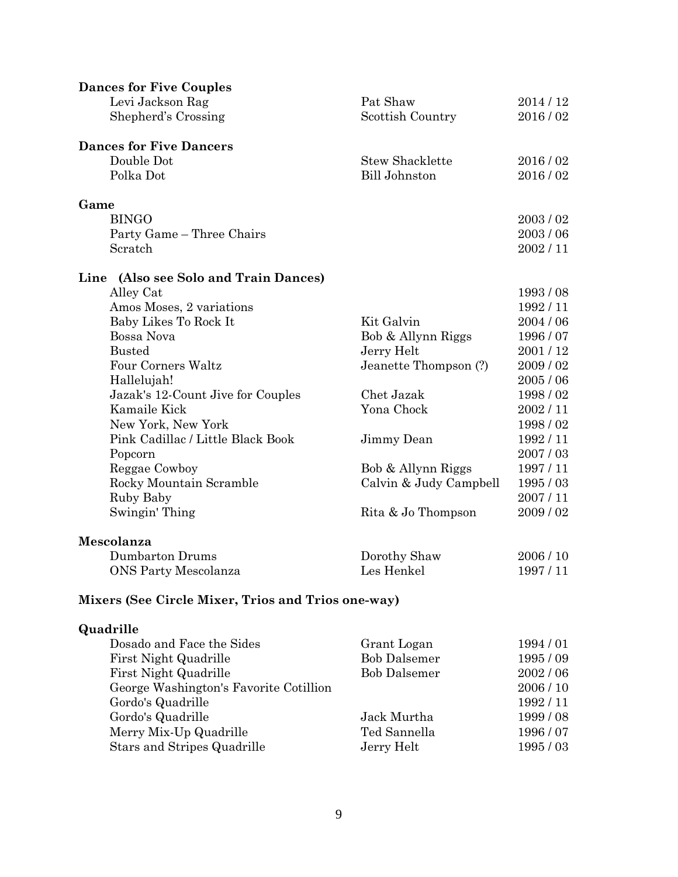**Dances for Five Couples**

| | | |
|---|---|---|
| Levi Jackson Rag | Pat Shaw | 2014 / 12 |
| Shepherd's Crossing | Scottish Country | 2016 / 02 |

**Dances for Five Dancers**

| | | |
|---|---|---|
| Double Dot | Stew Shacklette | 2016 / 02 |
| Polka Dot | Bill Johnston | 2016 / 02 |

**Game**

| | | |
|---|---|---|
| BINGO | | 2003 / 02 |
| Party Game – Three Chairs | | 2003 / 06 |
| Scratch | | 2002 / 11 |

**Line (Also see Solo and Train Dances)**

| | | |
|---|---|---|
| Alley Cat | | 1993 / 08 |
| Amos Moses, 2 variations | | 1992 / 11 |
| Baby Likes To Rock It | Kit Galvin | 2004 / 06 |
| Bossa Nova | Bob & Allynn Riggs | 1996 / 07 |
| Busted | Jerry Helt | 2001 / 12 |
| Four Corners Waltz | Jeanette Thompson (?) | 2009 / 02 |
| Hallelujah! | | 2005 / 06 |
| Jazak's 12-Count Jive for Couples | Chet Jazak | 1998 / 02 |
| Kamaile Kick | Yona Chock | 2002 / 11 |
| New York, New York | | 1998 / 02 |
| Pink Cadillac / Little Black Book | Jimmy Dean | 1992 / 11 |
| Popcorn | | 2007 / 03 |
| Reggae Cowboy | Bob & Allynn Riggs | 1997 / 11 |
| Rocky Mountain Scramble | Calvin & Judy Campbell | 1995 / 03 |
| Ruby Baby | | 2007 / 11 |
| Swingin' Thing | Rita & Jo Thompson | 2009 / 02 |

**Mescolanza**

| | | |
|---|---|---|
| Dumbarton Drums | Dorothy Shaw | 2006 / 10 |
| ONS Party Mescolanza | Les Henkel | 1997 / 11 |

**Mixers (See Circle Mixer, Trios and Trios one-way)**

**Quadrille**

| | | |
|---|---|---|
| Dosado and Face the Sides | Grant Logan | 1994 / 01 |
| First Night Quadrille | Bob Dalsemer | 1995 / 09 |
| First Night Quadrille | Bob Dalsemer | 2002 / 06 |
| George Washington's Favorite Cotillion | | 2006 / 10 |
| Gordo's Quadrille | | 1992 / 11 |
| Gordo's Quadrille | Jack Murtha | 1999 / 08 |
| Merry Mix-Up Quadrille | Ted Sannella | 1996 / 07 |
| Stars and Stripes Quadrille | Jerry Helt | 1995 / 03 |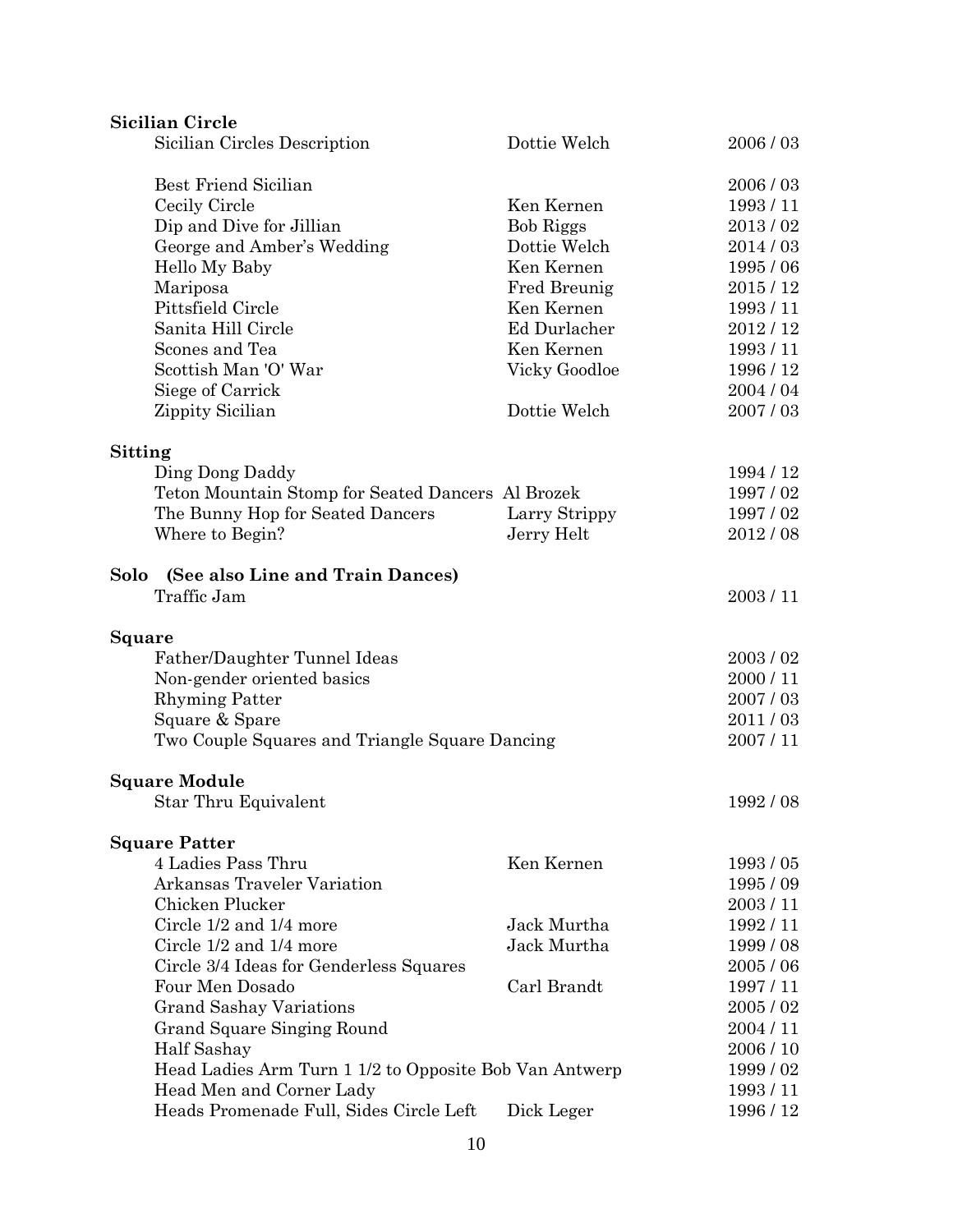**Sicilian Circle**

| | | |
|---|---|---|
| Sicilian Circles Description | Dottie Welch | 2006 / 03 |
| | | |
| Best Friend Sicilian | | 2006 / 03 |
| Cecily Circle | Ken Kernen | 1993 / 11 |
| Dip and Dive for Jillian | Bob Riggs | 2013 / 02 |
| George and Amber's Wedding | Dottie Welch | 2014 / 03 |
| Hello My Baby | Ken Kernen | 1995 / 06 |
| Mariposa | Fred Breunig | 2015 / 12 |
| Pittsfield Circle | Ken Kernen | 1993 / 11 |
| Sanita Hill Circle | Ed Durlacher | 2012 / 12 |
| Scones and Tea | Ken Kernen | 1993 / 11 |
| Scottish Man 'O' War | Vicky Goodloe | 1996 / 12 |
| Siege of Carrick | | 2004 / 04 |
| Zippity Sicilian | Dottie Welch | 2007 / 03 |

**Sitting**

| | | |
|---|---|---|
| Ding Dong Daddy | | 1994 / 12 |
| Teton Mountain Stomp for Seated Dancers | Al Brozek | 1997 / 02 |
| The Bunny Hop for Seated Dancers | Larry Strippy | 1997 / 02 |
| Where to Begin? | Jerry Helt | 2012 / 08 |

**Solo (See also Line and Train Dances)**

| | | |
|---|---|---|
| Traffic Jam | | 2003 / 11 |

**Square**

| | | |
|---|---|---|
| Father/Daughter Tunnel Ideas | | 2003 / 02 |
| Non-gender oriented basics | | 2000 / 11 |
| Rhyming Patter | | 2007 / 03 |
| Square & Spare | | 2011 / 03 |
| Two Couple Squares and Triangle Square Dancing | | 2007 / 11 |

**Square Module**

| | | |
|---|---|---|
| Star Thru Equivalent | | 1992 / 08 |

**Square Patter**

| | | |
|---|---|---|
| 4 Ladies Pass Thru | Ken Kernen | 1993 / 05 |
| Arkansas Traveler Variation | | 1995 / 09 |
| Chicken Plucker | | 2003 / 11 |
| Circle 1/2 and 1/4 more | Jack Murtha | 1992 / 11 |
| Circle 1/2 and 1/4 more | Jack Murtha | 1999 / 08 |
| Circle 3/4 Ideas for Genderless Squares | | 2005 / 06 |
| Four Men Dosado | Carl Brandt | 1997 / 11 |
| Grand Sashay Variations | | 2005 / 02 |
| Grand Square Singing Round | | 2004 / 11 |
| Half Sashay | | 2006 / 10 |
| Head Ladies Arm Turn 1 1/2 to Opposite | Bob Van Antwerp | 1999 / 02 |
| Head Men and Corner Lady | | 1993 / 11 |
| Heads Promenade Full, Sides Circle Left | Dick Leger | 1996 / 12 |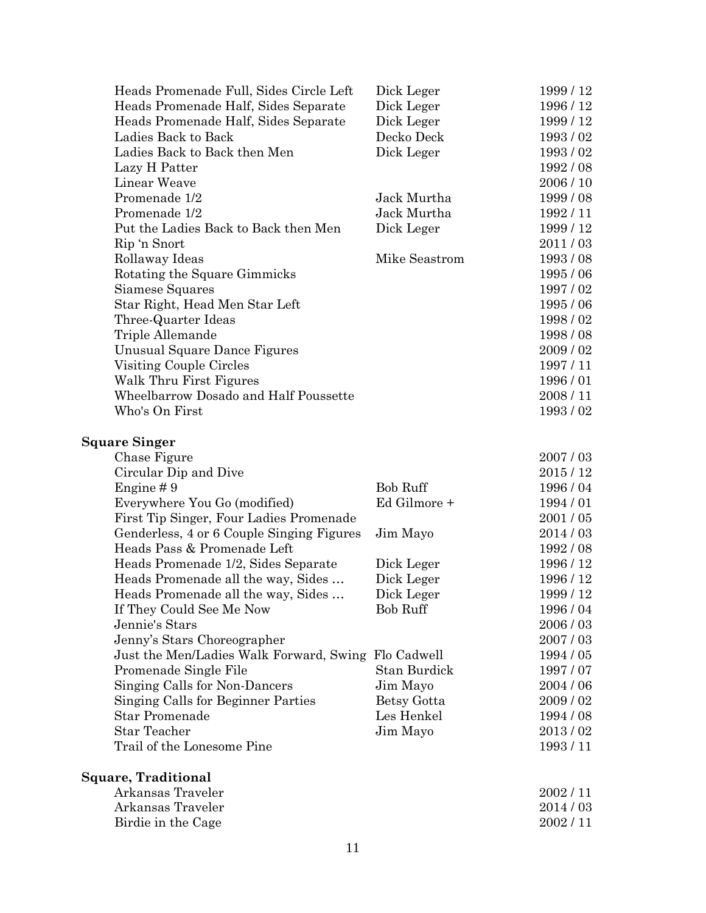| | | |
|---|---|---|
| Heads Promenade Full, Sides Circle Left | Dick Leger | 1999 / 12 |
| Heads Promenade Half, Sides Separate | Dick Leger | 1996 / 12 |
| Heads Promenade Half, Sides Separate | Dick Leger | 1999 / 12 |
| Ladies Back to Back | Decko Deck | 1993 / 02 |
| Ladies Back to Back then Men | Dick Leger | 1993 / 02 |
| Lazy H Patter | | 1992 / 08 |
| Linear Weave | | 2006 / 10 |
| Promenade 1/2 | Jack Murtha | 1999 / 08 |
| Promenade 1/2 | Jack Murtha | 1992 / 11 |
| Put the Ladies Back to Back then Men | Dick Leger | 1999 / 12 |
| Rip 'n Snort | | 2011 / 03 |
| Rollaway Ideas | Mike Seastrom | 1993 / 08 |
| Rotating the Square Gimmicks | | 1995 / 06 |
| Siamese Squares | | 1997 / 02 |
| Star Right, Head Men Star Left | | 1995 / 06 |
| Three-Quarter Ideas | | 1998 / 02 |
| Triple Allemande | | 1998 / 08 |
| Unusual Square Dance Figures | | 2009 / 02 |
| Visiting Couple Circles | | 1997 / 11 |
| Walk Thru First Figures | | 1996 / 01 |
| Wheelbarrow Dosado and Half Poussette | | 2008 / 11 |
| Who's On First | | 1993 / 02 |

**Square Singer**

| | | |
|---|---|---|
| Chase Figure | | 2007 / 03 |
| Circular Dip and Dive | | 2015 / 12 |
| Engine # 9 | Bob Ruff | 1996 / 04 |
| Everywhere You Go (modified) | Ed Gilmore + | 1994 / 01 |
| First Tip Singer, Four Ladies Promenade | | 2001 / 05 |
| Genderless, 4 or 6 Couple Singing Figures | Jim Mayo | 2014 / 03 |
| Heads Pass & Promenade Left | | 1992 / 08 |
| Heads Promenade 1/2, Sides Separate | Dick Leger | 1996 / 12 |
| Heads Promenade all the way, Sides … | Dick Leger | 1996 / 12 |
| Heads Promenade all the way, Sides … | Dick Leger | 1999 / 12 |
| If They Could See Me Now | Bob Ruff | 1996 / 04 |
| Jennie's Stars | | 2006 / 03 |
| Jenny's Stars Choreographer | | 2007 / 03 |
| Just the Men/Ladies Walk Forward, Swing | Flo Cadwell | 1994 / 05 |
| Promenade Single File | Stan Burdick | 1997 / 07 |
| Singing Calls for Non-Dancers | Jim Mayo | 2004 / 06 |
| Singing Calls for Beginner Parties | Betsy Gotta | 2009 / 02 |
| Star Promenade | Les Henkel | 1994 / 08 |
| Star Teacher | Jim Mayo | 2013 / 02 |
| Trail of the Lonesome Pine | | 1993 / 11 |

**Square, Traditional**

| | | |
|---|---|---|
| Arkansas Traveler | | 2002 / 11 |
| Arkansas Traveler | | 2014 / 03 |
| Birdie in the Cage | | 2002 / 11 |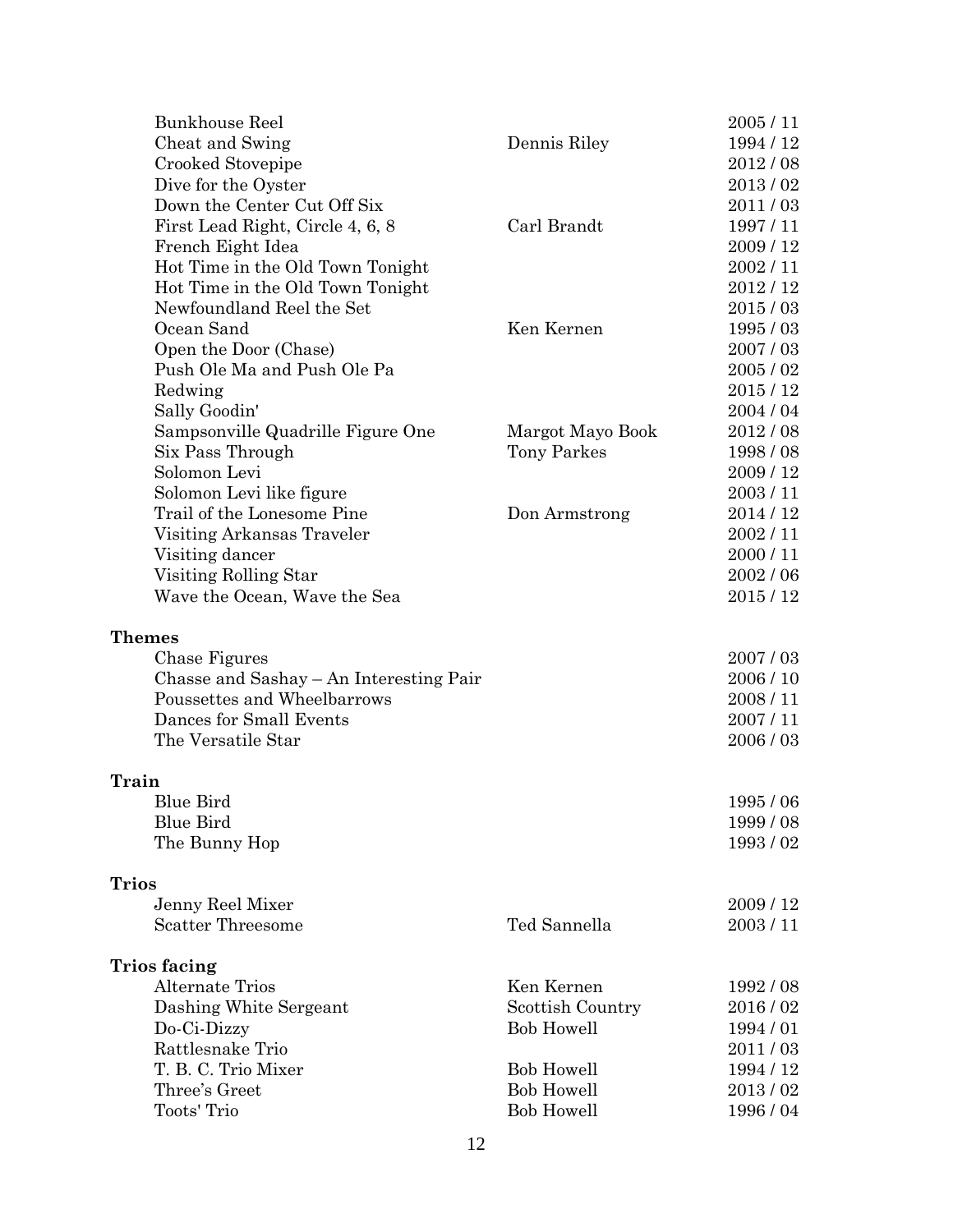| | | |
|---|---|---|
| Bunkhouse Reel | | 2005 / 11 |
| Cheat and Swing | Dennis Riley | 1994 / 12 |
| Crooked Stovepipe | | 2012 / 08 |
| Dive for the Oyster | | 2013 / 02 |
| Down the Center Cut Off Six | | 2011 / 03 |
| First Lead Right, Circle 4, 6, 8 | Carl Brandt | 1997 / 11 |
| French Eight Idea | | 2009 / 12 |
| Hot Time in the Old Town Tonight | | 2002 / 11 |
| Hot Time in the Old Town Tonight | | 2012 / 12 |
| Newfoundland Reel the Set | | 2015 / 03 |
| Ocean Sand | Ken Kernen | 1995 / 03 |
| Open the Door (Chase) | | 2007 / 03 |
| Push Ole Ma and Push Ole Pa | | 2005 / 02 |
| Redwing | | 2015 / 12 |
| Sally Goodin' | | 2004 / 04 |
| Sampsonville Quadrille Figure One | Margot Mayo Book | 2012 / 08 |
| Six Pass Through | Tony Parkes | 1998 / 08 |
| Solomon Levi | | 2009 / 12 |
| Solomon Levi like figure | | 2003 / 11 |
| Trail of the Lonesome Pine | Don Armstrong | 2014 / 12 |
| Visiting Arkansas Traveler | | 2002 / 11 |
| Visiting dancer | | 2000 / 11 |
| Visiting Rolling Star | | 2002 / 06 |
| Wave the Ocean, Wave the Sea | | 2015 / 12 |

**Themes**

| | | |
|---|---|---|
| Chase Figures | | 2007 / 03 |
| Chasse and Sashay – An Interesting Pair | | 2006 / 10 |
| Poussettes and Wheelbarrows | | 2008 / 11 |
| Dances for Small Events | | 2007 / 11 |
| The Versatile Star | | 2006 / 03 |

**Train**

| | | |
|---|---|---|
| Blue Bird | | 1995 / 06 |
| Blue Bird | | 1999 / 08 |
| The Bunny Hop | | 1993 / 02 |

**Trios**

| | | |
|---|---|---|
| Jenny Reel Mixer | | 2009 / 12 |
| Scatter Threesome | Ted Sannella | 2003 / 11 |

**Trios facing**

| | | |
|---|---|---|
| Alternate Trios | Ken Kernen | 1992 / 08 |
| Dashing White Sergeant | Scottish Country | 2016 / 02 |
| Do-Ci-Dizzy | Bob Howell | 1994 / 01 |
| Rattlesnake Trio | | 2011 / 03 |
| T. B. C. Trio Mixer | Bob Howell | 1994 / 12 |
| Three's Greet | Bob Howell | 2013 / 02 |
| Toots' Trio | Bob Howell | 1996 / 04 |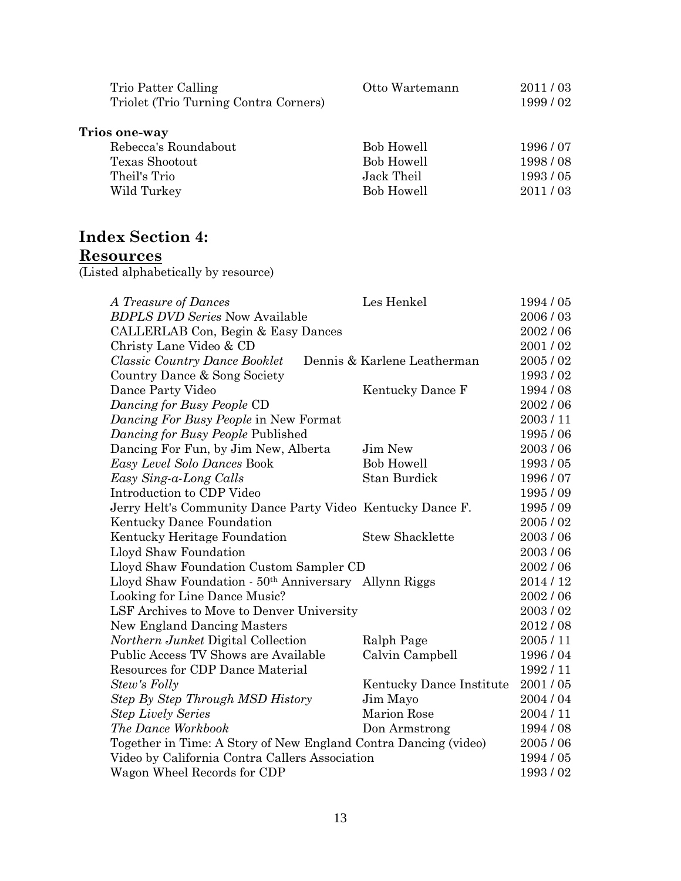| | | |
|---|---|---|
| Trio Patter Calling | Otto Wartemann | 2011 / 03 |
| Triolet (Trio Turning Contra Corners) | | 1999 / 02 |

**Trios one-way**

| | | |
|---|---|---|
| Rebecca's Roundabout | Bob Howell | 1996 / 07 |
| Texas Shootout | Bob Howell | 1998 / 08 |
| Theil's Trio | Jack Theil | 1993 / 05 |
| Wild Turkey | Bob Howell | 2011 / 03 |

## Index Section 4: Resources

(Listed alphabetically by resource)

| | | |
|---|---|---|
| *A Treasure of Dances* | Les Henkel | 1994 / 05 |
| *BDPLS DVD Series* Now Available | | 2006 / 03 |
| CALLERLAB Con, Begin & Easy Dances | | 2002 / 06 |
| Christy Lane Video & CD | | 2001 / 02 |
| *Classic Country Dance Booklet* | Dennis & Karlene Leatherman | 2005 / 02 |
| Country Dance & Song Society | | 1993 / 02 |
| Dance Party Video | Kentucky Dance F | 1994 / 08 |
| *Dancing for Busy People* CD | | 2002 / 06 |
| *Dancing For Busy People* in New Format | | 2003 / 11 |
| *Dancing for Busy People* Published | | 1995 / 06 |
| Dancing For Fun, by Jim New, Alberta | Jim New | 2003 / 06 |
| *Easy Level Solo Dances* Book | Bob Howell | 1993 / 05 |
| *Easy Sing-a-Long Calls* | Stan Burdick | 1996 / 07 |
| Introduction to CDP Video | | 1995 / 09 |
| Jerry Helt's Community Dance Party Video | Kentucky Dance F. | 1995 / 09 |
| Kentucky Dance Foundation | | 2005 / 02 |
| Kentucky Heritage Foundation | Stew Shacklette | 2003 / 06 |
| Lloyd Shaw Foundation | | 2003 / 06 |
| Lloyd Shaw Foundation Custom Sampler CD | | 2002 / 06 |
| Lloyd Shaw Foundation - 50th Anniversary | Allynn Riggs | 2014 / 12 |
| Looking for Line Dance Music? | | 2002 / 06 |
| LSF Archives to Move to Denver University | | 2003 / 02 |
| New England Dancing Masters | | 2012 / 08 |
| *Northern Junket* Digital Collection | Ralph Page | 2005 / 11 |
| Public Access TV Shows are Available | Calvin Campbell | 1996 / 04 |
| Resources for CDP Dance Material | | 1992 / 11 |
| *Stew's Folly* | Kentucky Dance Institute | 2001 / 05 |
| *Step By Step Through MSD History* | Jim Mayo | 2004 / 04 |
| *Step Lively Series* | Marion Rose | 2004 / 11 |
| *The Dance Workbook* | Don Armstrong | 1994 / 08 |
| Together in Time: A Story of New England Contra Dancing (video) | | 2005 / 06 |
| Video by California Contra Callers Association | | 1994 / 05 |
| Wagon Wheel Records for CDP | | 1993 / 02 |